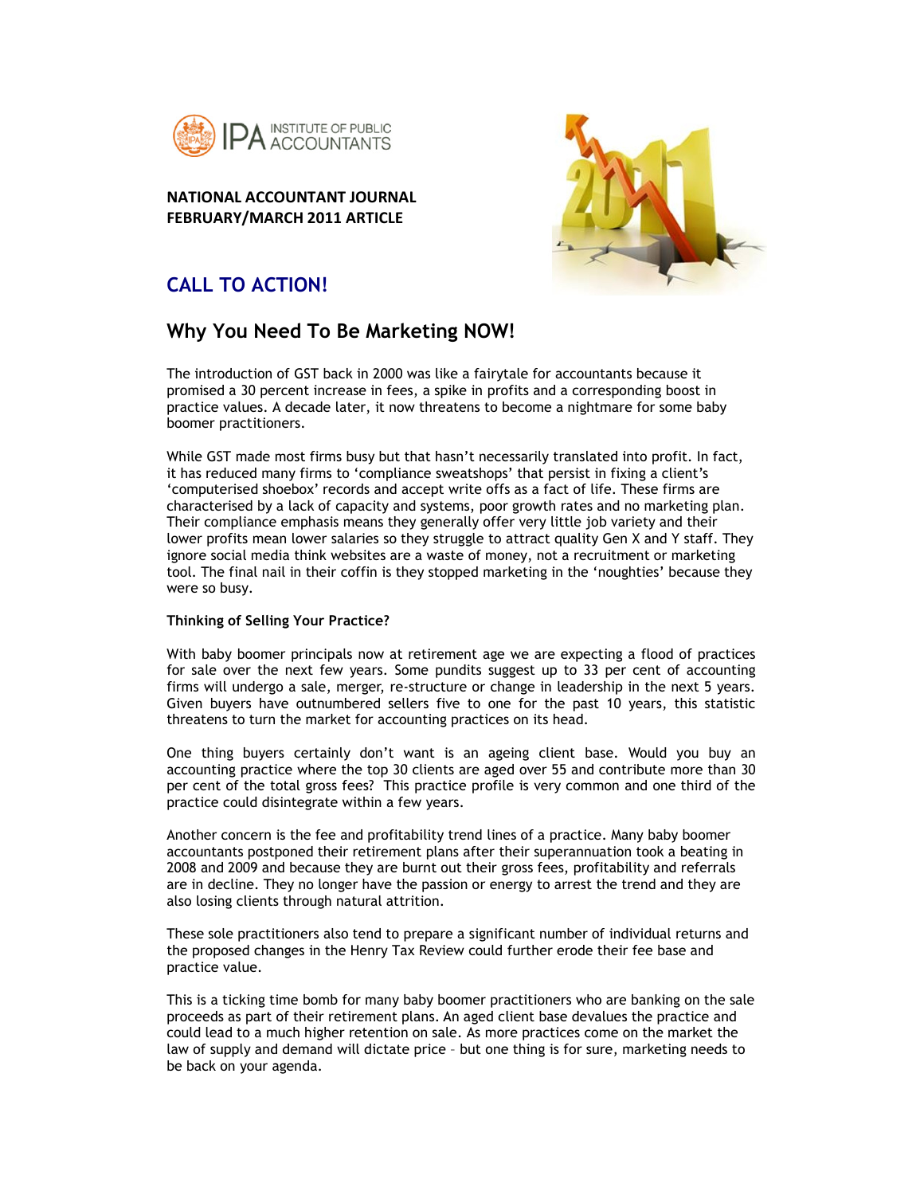IPA INSTITUTE OF PUBLIC ACCOUNTANTS

**NATIONAL ACCOUNTANT JOURNAL**
**FEBRUARY/MARCH 2011 ARTICLE**

# CALL TO ACTION!

## Why You Need To Be Marketing NOW!

The introduction of GST back in 2000 was like a fairytale for accountants because it promised a 30 percent increase in fees, a spike in profits and a corresponding boost in practice values. A decade later, it now threatens to become a nightmare for some baby boomer practitioners.

While GST made most firms busy but that hasn't necessarily translated into profit. In fact, it has reduced many firms to 'compliance sweatshops' that persist in fixing a client's 'computerised shoebox' records and accept write offs as a fact of life. These firms are characterised by a lack of capacity and systems, poor growth rates and no marketing plan. Their compliance emphasis means they generally offer very little job variety and their lower profits mean lower salaries so they struggle to attract quality Gen X and Y staff. They ignore social media think websites are a waste of money, not a recruitment or marketing tool. The final nail in their coffin is they stopped marketing in the 'noughties' because they were so busy.

**Thinking of Selling Your Practice?**

With baby boomer principals now at retirement age we are expecting a flood of practices for sale over the next few years. Some pundits suggest up to 33 per cent of accounting firms will undergo a sale, merger, re-structure or change in leadership in the next 5 years. Given buyers have outnumbered sellers five to one for the past 10 years, this statistic threatens to turn the market for accounting practices on its head.

One thing buyers certainly don't want is an ageing client base. Would you buy an accounting practice where the top 30 clients are aged over 55 and contribute more than 30 per cent of the total gross fees? This practice profile is very common and one third of the practice could disintegrate within a few years.

Another concern is the fee and profitability trend lines of a practice. Many baby boomer accountants postponed their retirement plans after their superannuation took a beating in 2008 and 2009 and because they are burnt out their gross fees, profitability and referrals are in decline. They no longer have the passion or energy to arrest the trend and they are also losing clients through natural attrition.

These sole practitioners also tend to prepare a significant number of individual returns and the proposed changes in the Henry Tax Review could further erode their fee base and practice value.

This is a ticking time bomb for many baby boomer practitioners who are banking on the sale proceeds as part of their retirement plans. An aged client base devalues the practice and could lead to a much higher retention on sale. As more practices come on the market the law of supply and demand will dictate price – but one thing is for sure, marketing needs to be back on your agenda.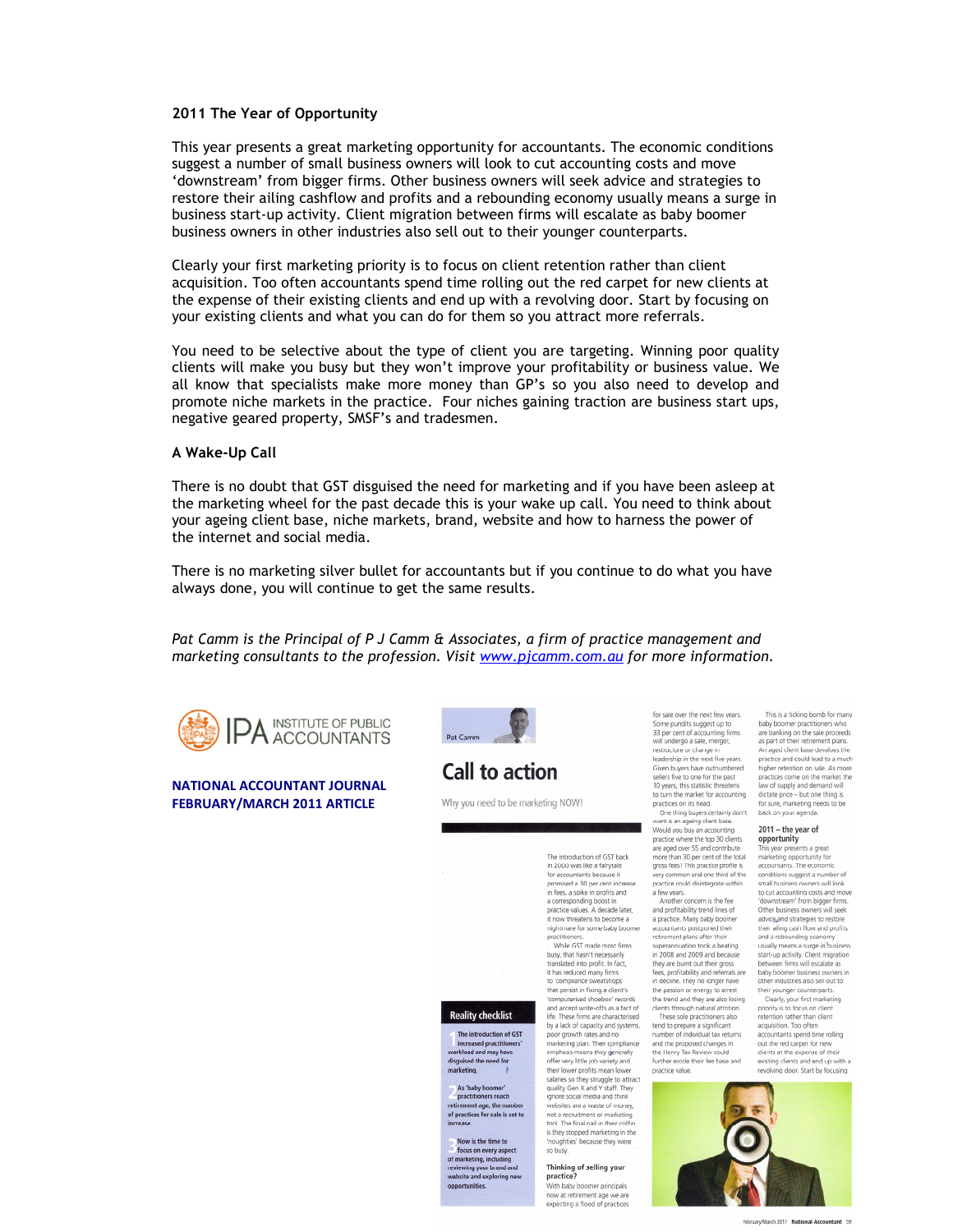**2011 The Year of Opportunity**

This year presents a great marketing opportunity for accountants. The economic conditions suggest a number of small business owners will look to cut accounting costs and move 'downstream' from bigger firms. Other business owners will seek advice and strategies to restore their ailing cashflow and profits and a rebounding economy usually means a surge in business start-up activity. Client migration between firms will escalate as baby boomer business owners in other industries also sell out to their younger counterparts.

Clearly your first marketing priority is to focus on client retention rather than client acquisition. Too often accountants spend time rolling out the red carpet for new clients at the expense of their existing clients and end up with a revolving door. Start by focusing on your existing clients and what you can do for them so you attract more referrals.

You need to be selective about the type of client you are targeting. Winning poor quality clients will make you busy but they won't improve your profitability or business value. We all know that specialists make more money than GP's so you also need to develop and promote niche markets in the practice. Four niches gaining traction are business start ups, negative geared property, SMSF's and tradesmen.

**A Wake-Up Call**

There is no doubt that GST disguised the need for marketing and if you have been asleep at the marketing wheel for the past decade this is your wake up call. You need to think about your ageing client base, niche markets, brand, website and how to harness the power of the internet and social media.

There is no marketing silver bullet for accountants but if you continue to do what you have always done, you will continue to get the same results.

*Pat Camm is the Principal of P J Camm & Associates, a firm of practice management and marketing consultants to the profession. Visit www.pjcamm.com.au for more information.*

IPA INSTITUTE OF PUBLIC ACCOUNTANTS

**NATIONAL ACCOUNTANT JOURNAL FEBRUARY/MARCH 2011 ARTICLE**